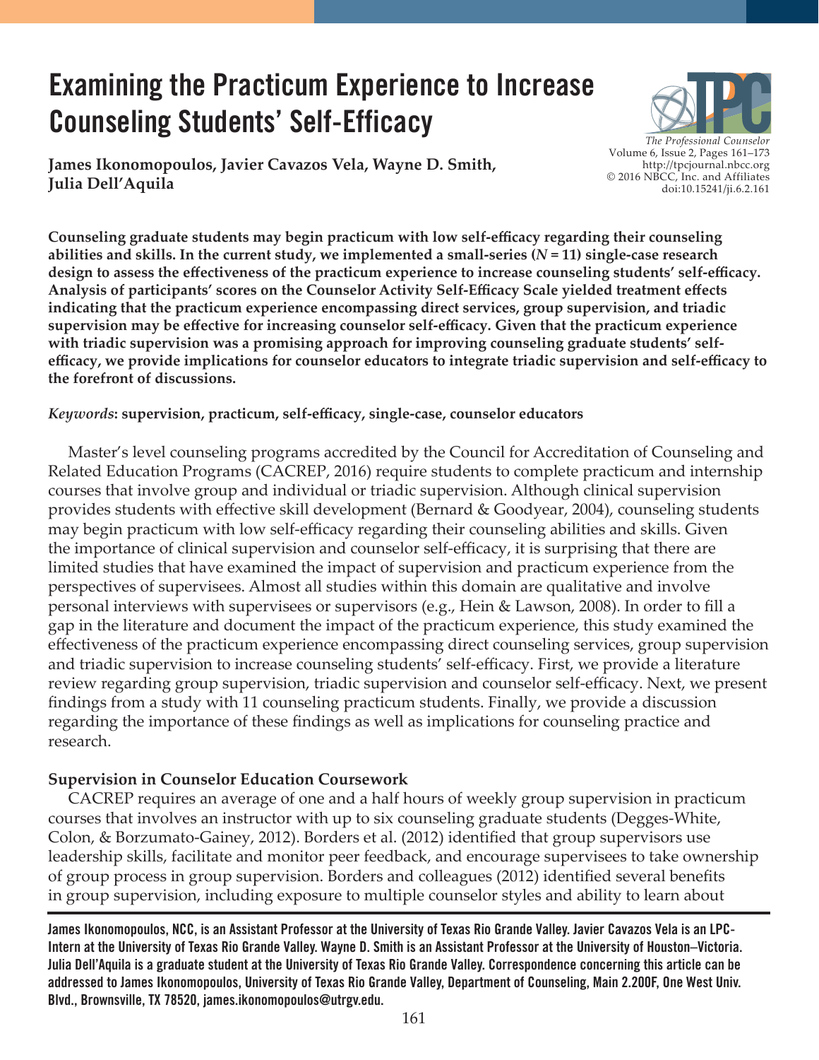# Examining the Practicum Experience to Increase Counseling Students' Self-Efficacy

**James Ikonomopoulos, Javier Cavazos Vela, Wayne D. Smith, Julia Dell'Aquila**

**Counseling graduate students may begin practicum with low self-efficacy regarding their counseling abilities and skills. In the current study, we implemented a small-series ($N = 11$) single-case research design to assess the effectiveness of the practicum experience to increase counseling students' self-efficacy. Analysis of participants' scores on the Counselor Activity Self-Efficacy Scale yielded treatment effects indicating that the practicum experience encompassing direct services, group supervision, and triadic supervision may be effective for increasing counselor self-efficacy. Given that the practicum experience with triadic supervision was a promising approach for improving counseling graduate students' self-efficacy, we provide implications for counselor educators to integrate triadic supervision and self-efficacy to the forefront of discussions.**

*Keywords*: **supervision, practicum, self-efficacy, single-case, counselor educators**

Master's level counseling programs accredited by the Council for Accreditation of Counseling and Related Education Programs (CACREP, 2016) require students to complete practicum and internship courses that involve group and individual or triadic supervision. Although clinical supervision provides students with effective skill development (Bernard & Goodyear, 2004), counseling students may begin practicum with low self-efficacy regarding their counseling abilities and skills. Given the importance of clinical supervision and counselor self-efficacy, it is surprising that there are limited studies that have examined the impact of supervision and practicum experience from the perspectives of supervisees. Almost all studies within this domain are qualitative and involve personal interviews with supervisees or supervisors (e.g., Hein & Lawson, 2008). In order to fill a gap in the literature and document the impact of the practicum experience, this study examined the effectiveness of the practicum experience encompassing direct counseling services, group supervision and triadic supervision to increase counseling students' self-efficacy. First, we provide a literature review regarding group supervision, triadic supervision and counselor self-efficacy. Next, we present findings from a study with 11 counseling practicum students. Finally, we provide a discussion regarding the importance of these findings as well as implications for counseling practice and research.

### Supervision in Counselor Education Coursework

CACREP requires an average of one and a half hours of weekly group supervision in practicum courses that involves an instructor with up to six counseling graduate students (Degges-White, Colon, & Borzumato-Gainey, 2012). Borders et al. (2012) identified that group supervisors use leadership skills, facilitate and monitor peer feedback, and encourage supervisees to take ownership of group process in group supervision. Borders and colleagues (2012) identified several benefits in group supervision, including exposure to multiple counselor styles and ability to learn about

James Ikonomopoulos, NCC, is an Assistant Professor at the University of Texas Rio Grande Valley. Javier Cavazos Vela is an LPC-Intern at the University of Texas Rio Grande Valley. Wayne D. Smith is an Assistant Professor at the University of Houston–Victoria. Julia Dell'Aquila is a graduate student at the University of Texas Rio Grande Valley. Correspondence concerning this article can be addressed to James Ikonomopoulos, University of Texas Rio Grande Valley, Department of Counseling, Main 2.200F, One West Univ. Blvd., Brownsville, TX 78520, james.ikonomopoulos@utrgv.edu.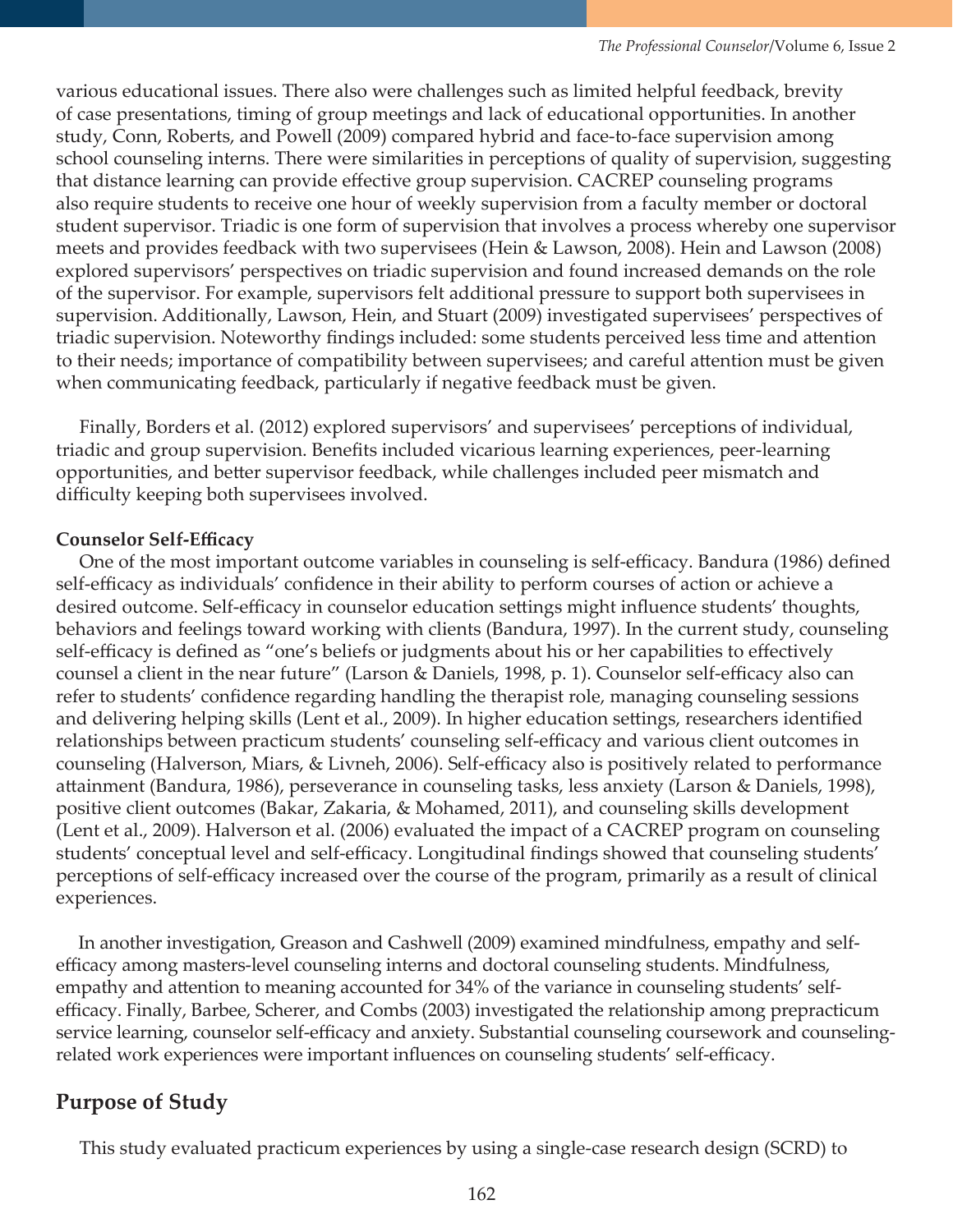various educational issues. There also were challenges such as limited helpful feedback, brevity of case presentations, timing of group meetings and lack of educational opportunities. In another study, Conn, Roberts, and Powell (2009) compared hybrid and face-to-face supervision among school counseling interns. There were similarities in perceptions of quality of supervision, suggesting that distance learning can provide effective group supervision. CACREP counseling programs also require students to receive one hour of weekly supervision from a faculty member or doctoral student supervisor. Triadic is one form of supervision that involves a process whereby one supervisor meets and provides feedback with two supervisees (Hein & Lawson, 2008). Hein and Lawson (2008) explored supervisors' perspectives on triadic supervision and found increased demands on the role of the supervisor. For example, supervisors felt additional pressure to support both supervisees in supervision. Additionally, Lawson, Hein, and Stuart (2009) investigated supervisees' perspectives of triadic supervision. Noteworthy findings included: some students perceived less time and attention to their needs; importance of compatibility between supervisees; and careful attention must be given when communicating feedback, particularly if negative feedback must be given.

Finally, Borders et al. (2012) explored supervisors' and supervisees' perceptions of individual, triadic and group supervision. Benefits included vicarious learning experiences, peer-learning opportunities, and better supervisor feedback, while challenges included peer mismatch and difficulty keeping both supervisees involved.

### Counselor Self-Efficacy

One of the most important outcome variables in counseling is self-efficacy. Bandura (1986) defined self-efficacy as individuals' confidence in their ability to perform courses of action or achieve a desired outcome. Self-efficacy in counselor education settings might influence students' thoughts, behaviors and feelings toward working with clients (Bandura, 1997). In the current study, counseling self-efficacy is defined as "one's beliefs or judgments about his or her capabilities to effectively counsel a client in the near future" (Larson & Daniels, 1998, p. 1). Counselor self-efficacy also can refer to students' confidence regarding handling the therapist role, managing counseling sessions and delivering helping skills (Lent et al., 2009). In higher education settings, researchers identified relationships between practicum students' counseling self-efficacy and various client outcomes in counseling (Halverson, Miars, & Livneh, 2006). Self-efficacy also is positively related to performance attainment (Bandura, 1986), perseverance in counseling tasks, less anxiety (Larson & Daniels, 1998), positive client outcomes (Bakar, Zakaria, & Mohamed, 2011), and counseling skills development (Lent et al., 2009). Halverson et al. (2006) evaluated the impact of a CACREP program on counseling students' conceptual level and self-efficacy. Longitudinal findings showed that counseling students' perceptions of self-efficacy increased over the course of the program, primarily as a result of clinical experiences.

In another investigation, Greason and Cashwell (2009) examined mindfulness, empathy and self-efficacy among masters-level counseling interns and doctoral counseling students. Mindfulness, empathy and attention to meaning accounted for 34% of the variance in counseling students' self-efficacy. Finally, Barbee, Scherer, and Combs (2003) investigated the relationship among prepracticum service learning, counselor self-efficacy and anxiety. Substantial counseling coursework and counseling-related work experiences were important influences on counseling students' self-efficacy.

## Purpose of Study

This study evaluated practicum experiences by using a single-case research design (SCRD) to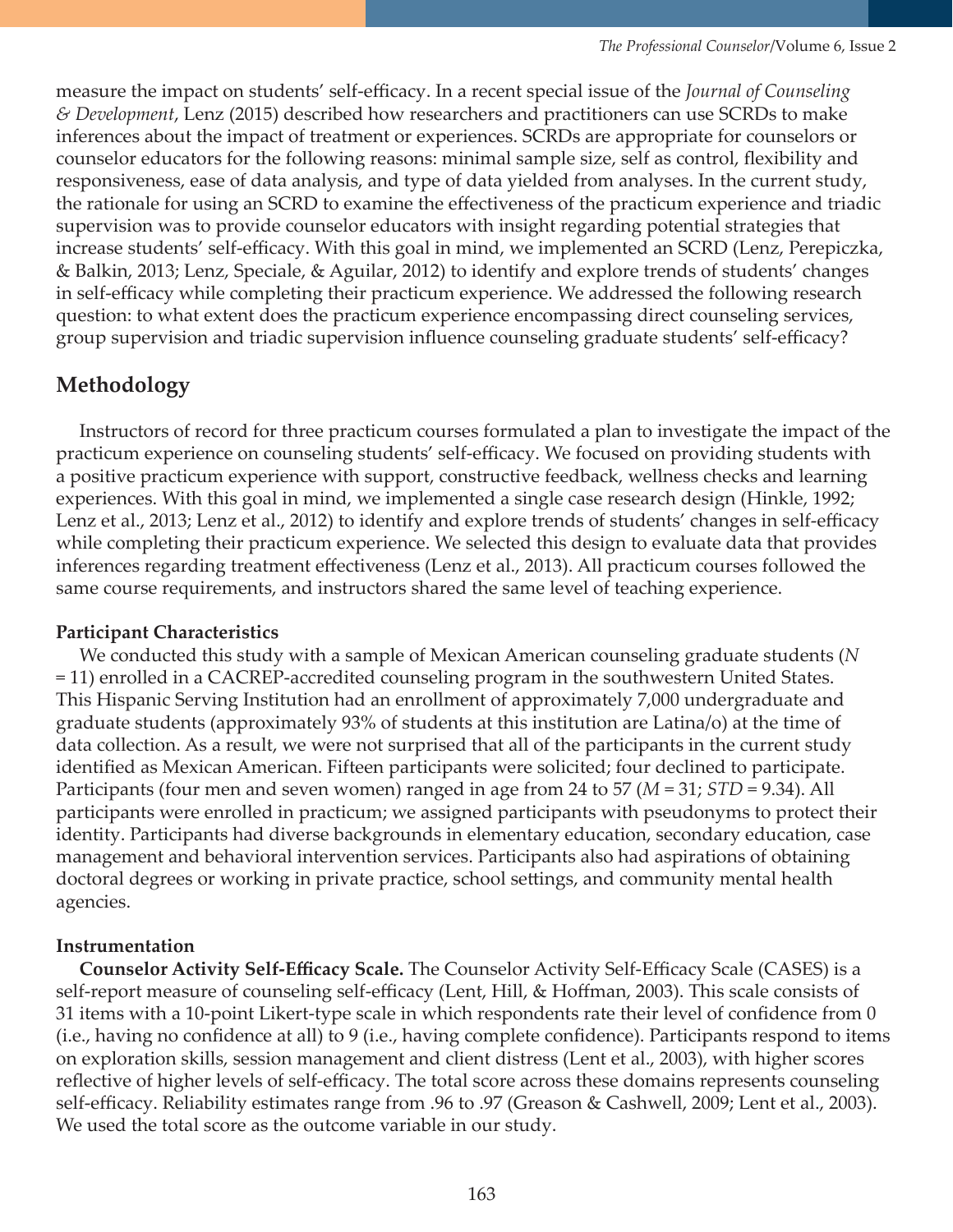measure the impact on students' self-efficacy. In a recent special issue of the *Journal of Counseling & Development*, Lenz (2015) described how researchers and practitioners can use SCRDs to make inferences about the impact of treatment or experiences. SCRDs are appropriate for counselors or counselor educators for the following reasons: minimal sample size, self as control, flexibility and responsiveness, ease of data analysis, and type of data yielded from analyses. In the current study, the rationale for using an SCRD to examine the effectiveness of the practicum experience and triadic supervision was to provide counselor educators with insight regarding potential strategies that increase students' self-efficacy. With this goal in mind, we implemented an SCRD (Lenz, Perepiczka, & Balkin, 2013; Lenz, Speciale, & Aguilar, 2012) to identify and explore trends of students' changes in self-efficacy while completing their practicum experience. We addressed the following research question: to what extent does the practicum experience encompassing direct counseling services, group supervision and triadic supervision influence counseling graduate students' self-efficacy?

## Methodology

Instructors of record for three practicum courses formulated a plan to investigate the impact of the practicum experience on counseling students' self-efficacy. We focused on providing students with a positive practicum experience with support, constructive feedback, wellness checks and learning experiences. With this goal in mind, we implemented a single case research design (Hinkle, 1992; Lenz et al., 2013; Lenz et al., 2012) to identify and explore trends of students' changes in self-efficacy while completing their practicum experience. We selected this design to evaluate data that provides inferences regarding treatment effectiveness (Lenz et al., 2013). All practicum courses followed the same course requirements, and instructors shared the same level of teaching experience.

### Participant Characteristics

We conducted this study with a sample of Mexican American counseling graduate students ($N = 11$) enrolled in a CACREP-accredited counseling program in the southwestern United States. This Hispanic Serving Institution had an enrollment of approximately 7,000 undergraduate and graduate students (approximately 93% of students at this institution are Latina/o) at the time of data collection. As a result, we were not surprised that all of the participants in the current study identified as Mexican American. Fifteen participants were solicited; four declined to participate. Participants (four men and seven women) ranged in age from 24 to 57 ($M = 31$; $STD = 9.34$). All participants were enrolled in practicum; we assigned participants with pseudonyms to protect their identity. Participants had diverse backgrounds in elementary education, secondary education, case management and behavioral intervention services. Participants also had aspirations of obtaining doctoral degrees or working in private practice, school settings, and community mental health agencies.

### Instrumentation

**Counselor Activity Self-Efficacy Scale.** The Counselor Activity Self-Efficacy Scale (CASES) is a self-report measure of counseling self-efficacy (Lent, Hill, & Hoffman, 2003). This scale consists of 31 items with a 10-point Likert-type scale in which respondents rate their level of confidence from 0 (i.e., having no confidence at all) to 9 (i.e., having complete confidence). Participants respond to items on exploration skills, session management and client distress (Lent et al., 2003), with higher scores reflective of higher levels of self-efficacy. The total score across these domains represents counseling self-efficacy. Reliability estimates range from .96 to .97 (Greason & Cashwell, 2009; Lent et al., 2003). We used the total score as the outcome variable in our study.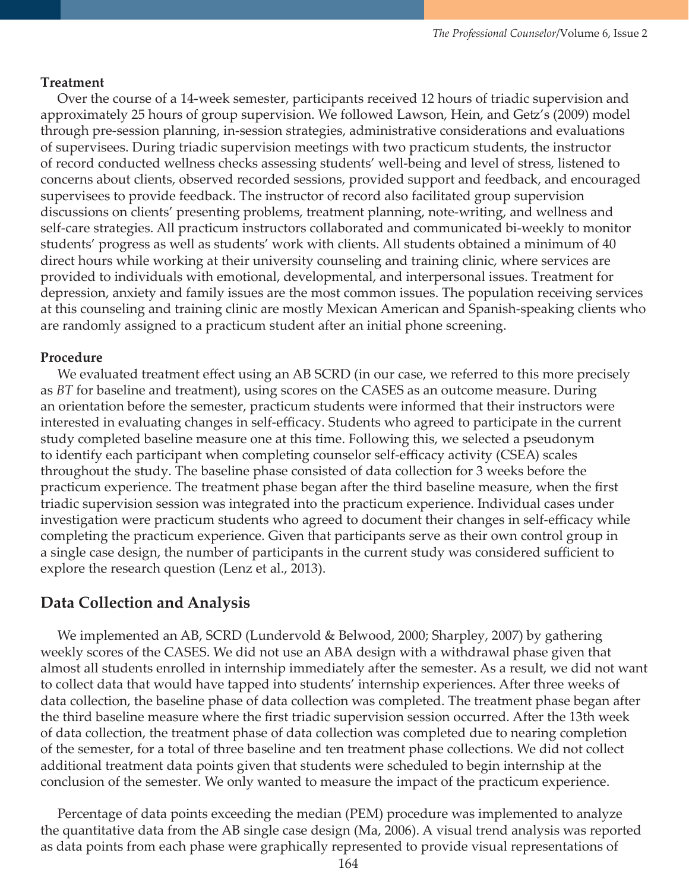**Treatment**

Over the course of a 14-week semester, participants received 12 hours of triadic supervision and approximately 25 hours of group supervision. We followed Lawson, Hein, and Getz's (2009) model through pre-session planning, in-session strategies, administrative considerations and evaluations of supervisees. During triadic supervision meetings with two practicum students, the instructor of record conducted wellness checks assessing students' well-being and level of stress, listened to concerns about clients, observed recorded sessions, provided support and feedback, and encouraged supervisees to provide feedback. The instructor of record also facilitated group supervision discussions on clients' presenting problems, treatment planning, note-writing, and wellness and self-care strategies. All practicum instructors collaborated and communicated bi-weekly to monitor students' progress as well as students' work with clients. All students obtained a minimum of 40 direct hours while working at their university counseling and training clinic, where services are provided to individuals with emotional, developmental, and interpersonal issues. Treatment for depression, anxiety and family issues are the most common issues. The population receiving services at this counseling and training clinic are mostly Mexican American and Spanish-speaking clients who are randomly assigned to a practicum student after an initial phone screening.

**Procedure**

We evaluated treatment effect using an AB SCRD (in our case, we referred to this more precisely as *BT* for baseline and treatment), using scores on the CASES as an outcome measure. During an orientation before the semester, practicum students were informed that their instructors were interested in evaluating changes in self-efficacy. Students who agreed to participate in the current study completed baseline measure one at this time. Following this, we selected a pseudonym to identify each participant when completing counselor self-efficacy activity (CSEA) scales throughout the study. The baseline phase consisted of data collection for 3 weeks before the practicum experience. The treatment phase began after the third baseline measure, when the first triadic supervision session was integrated into the practicum experience. Individual cases under investigation were practicum students who agreed to document their changes in self-efficacy while completing the practicum experience. Given that participants serve as their own control group in a single case design, the number of participants in the current study was considered sufficient to explore the research question (Lenz et al., 2013).

## Data Collection and Analysis

We implemented an AB, SCRD (Lundervold & Belwood, 2000; Sharpley, 2007) by gathering weekly scores of the CASES. We did not use an ABA design with a withdrawal phase given that almost all students enrolled in internship immediately after the semester. As a result, we did not want to collect data that would have tapped into students' internship experiences. After three weeks of data collection, the baseline phase of data collection was completed. The treatment phase began after the third baseline measure where the first triadic supervision session occurred. After the 13th week of data collection, the treatment phase of data collection was completed due to nearing completion of the semester, for a total of three baseline and ten treatment phase collections. We did not collect additional treatment data points given that students were scheduled to begin internship at the conclusion of the semester. We only wanted to measure the impact of the practicum experience.

Percentage of data points exceeding the median (PEM) procedure was implemented to analyze the quantitative data from the AB single case design (Ma, 2006). A visual trend analysis was reported as data points from each phase were graphically represented to provide visual representations of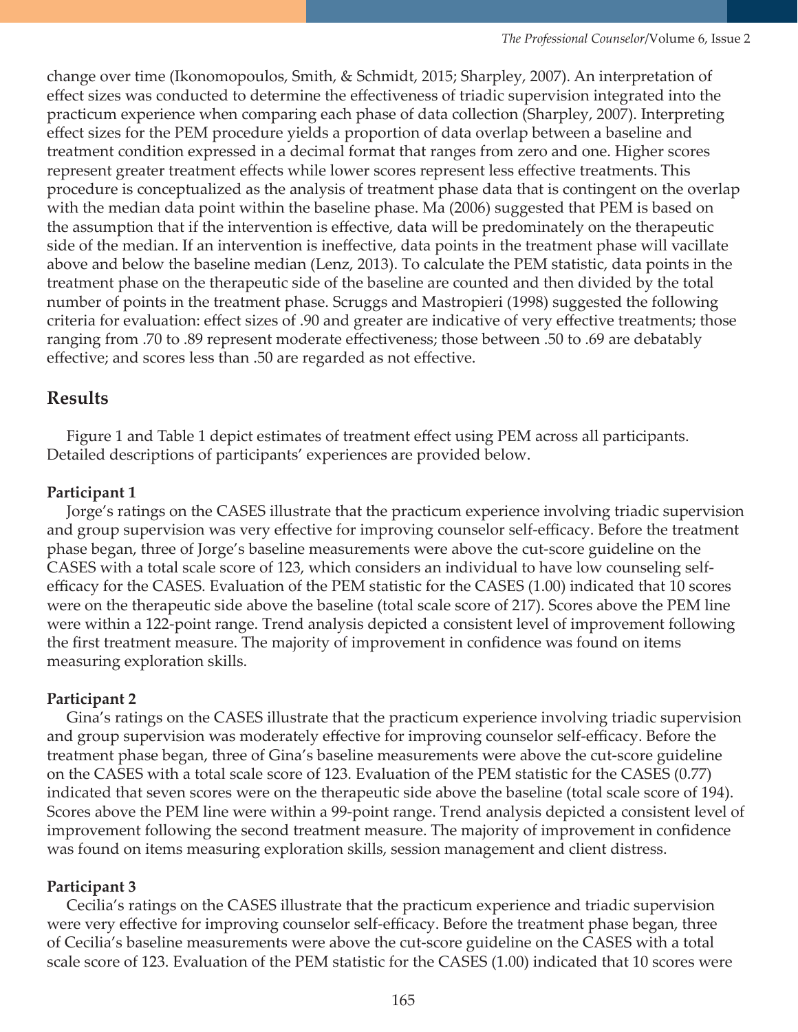change over time (Ikonomopoulos, Smith, & Schmidt, 2015; Sharpley, 2007). An interpretation of effect sizes was conducted to determine the effectiveness of triadic supervision integrated into the practicum experience when comparing each phase of data collection (Sharpley, 2007). Interpreting effect sizes for the PEM procedure yields a proportion of data overlap between a baseline and treatment condition expressed in a decimal format that ranges from zero and one. Higher scores represent greater treatment effects while lower scores represent less effective treatments. This procedure is conceptualized as the analysis of treatment phase data that is contingent on the overlap with the median data point within the baseline phase. Ma (2006) suggested that PEM is based on the assumption that if the intervention is effective, data will be predominately on the therapeutic side of the median. If an intervention is ineffective, data points in the treatment phase will vacillate above and below the baseline median (Lenz, 2013). To calculate the PEM statistic, data points in the treatment phase on the therapeutic side of the baseline are counted and then divided by the total number of points in the treatment phase. Scruggs and Mastropieri (1998) suggested the following criteria for evaluation: effect sizes of .90 and greater are indicative of very effective treatments; those ranging from .70 to .89 represent moderate effectiveness; those between .50 to .69 are debatably effective; and scores less than .50 are regarded as not effective.

## Results

Figure 1 and Table 1 depict estimates of treatment effect using PEM across all participants. Detailed descriptions of participants' experiences are provided below.

### Participant 1

Jorge's ratings on the CASES illustrate that the practicum experience involving triadic supervision and group supervision was very effective for improving counselor self-efficacy. Before the treatment phase began, three of Jorge's baseline measurements were above the cut-score guideline on the CASES with a total scale score of 123, which considers an individual to have low counseling self-efficacy for the CASES. Evaluation of the PEM statistic for the CASES (1.00) indicated that 10 scores were on the therapeutic side above the baseline (total scale score of 217). Scores above the PEM line were within a 122-point range. Trend analysis depicted a consistent level of improvement following the first treatment measure. The majority of improvement in confidence was found on items measuring exploration skills.

### Participant 2

Gina's ratings on the CASES illustrate that the practicum experience involving triadic supervision and group supervision was moderately effective for improving counselor self-efficacy. Before the treatment phase began, three of Gina's baseline measurements were above the cut-score guideline on the CASES with a total scale score of 123. Evaluation of the PEM statistic for the CASES (0.77) indicated that seven scores were on the therapeutic side above the baseline (total scale score of 194). Scores above the PEM line were within a 99-point range. Trend analysis depicted a consistent level of improvement following the second treatment measure. The majority of improvement in confidence was found on items measuring exploration skills, session management and client distress.

### Participant 3

Cecilia's ratings on the CASES illustrate that the practicum experience and triadic supervision were very effective for improving counselor self-efficacy. Before the treatment phase began, three of Cecilia's baseline measurements were above the cut-score guideline on the CASES with a total scale score of 123. Evaluation of the PEM statistic for the CASES (1.00) indicated that 10 scores were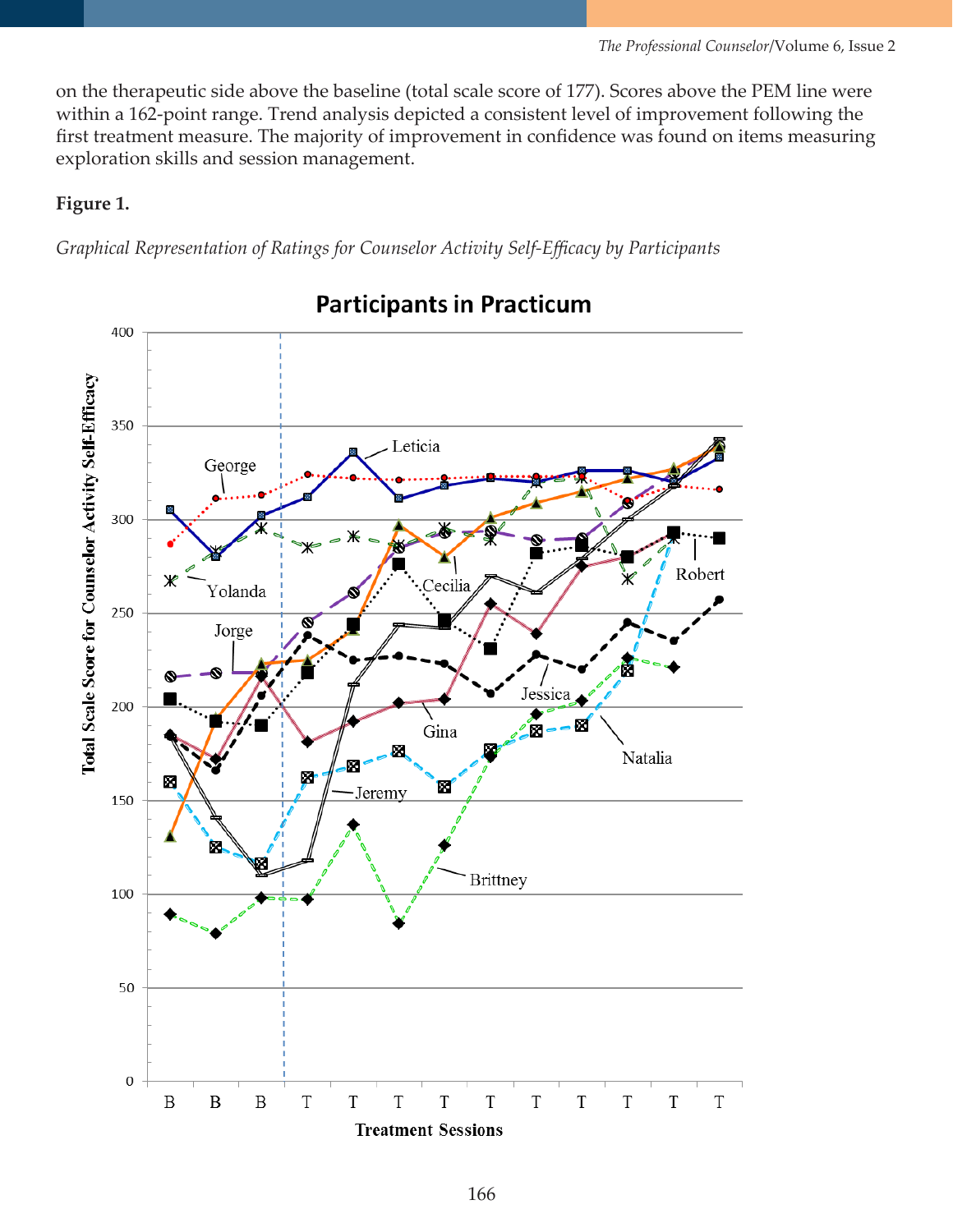on the therapeutic side above the baseline (total scale score of 177). Scores above the PEM line were within a 162-point range. Trend analysis depicted a consistent level of improvement following the first treatment measure. The majority of improvement in confidence was found on items measuring exploration skills and session management.

**Figure 1.**

*Graphical Representation of Ratings for Counselor Activity Self-Efficacy by Participants*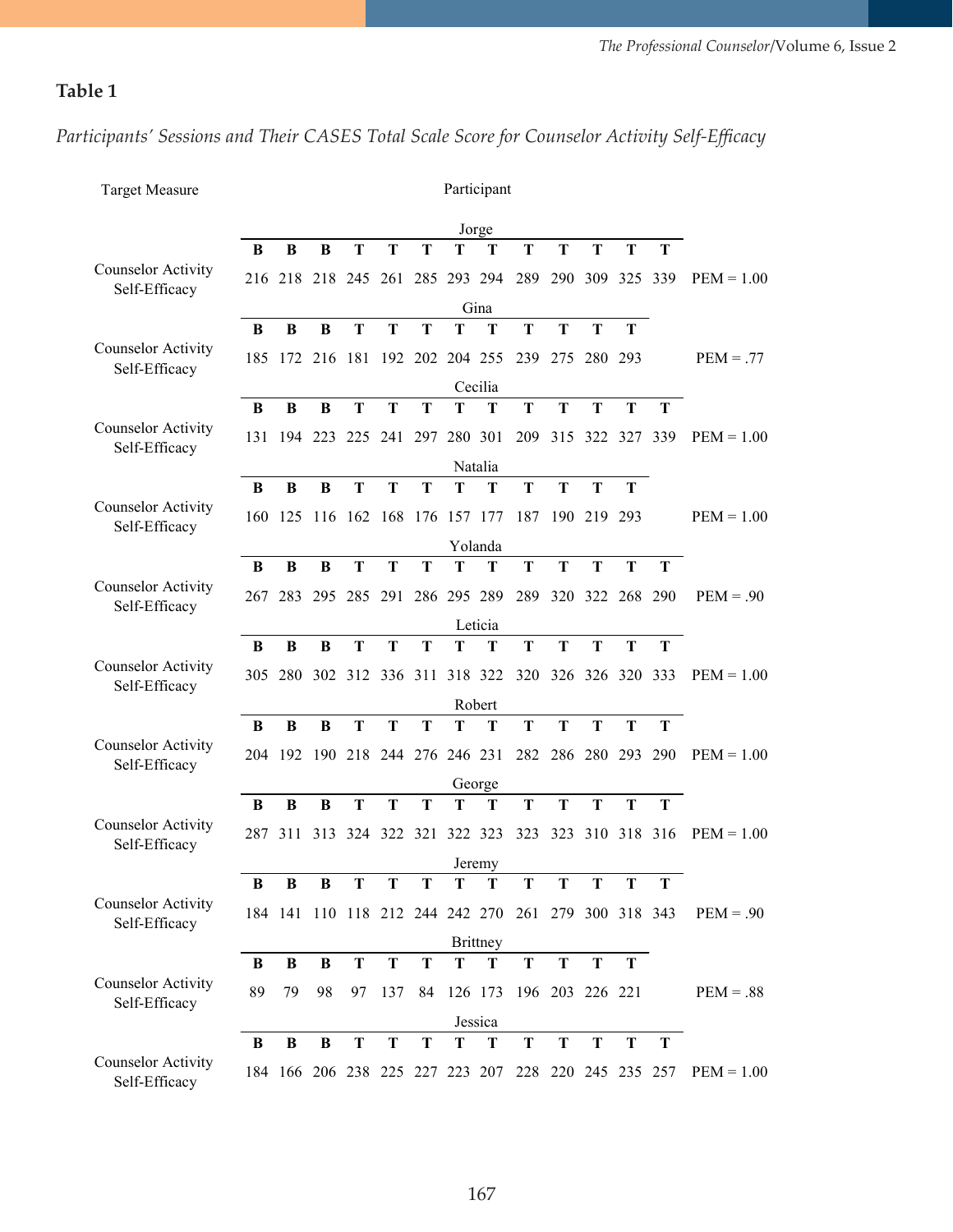## Table 1

*Participants' Sessions and Their CASES Total Scale Score for Counselor Activity Self-Efficacy*

| Target Measure | Participant | | | | | | | | | | | | | |
|---|---|---|---|---|---|---|---|---|---|---|---|---|---|---|
| | **Jorge** | | | | | | | | | | | | | |
| | **B** | **B** | **B** | **T** | **T** | **T** | **T** | **T** | **T** | **T** | **T** | **T** | **T** | |
| Counselor Activity Self-Efficacy | 216 | 218 | 218 | 245 | 261 | 285 | 293 | 294 | 289 | 290 | 309 | 325 | 339 | PEM = 1.00 |
| | **Gina** | | | | | | | | | | | | | |
| | **B** | **B** | **B** | **T** | **T** | **T** | **T** | **T** | **T** | **T** | **T** | **T** | | |
| Counselor Activity Self-Efficacy | 185 | 172 | 216 | 181 | 192 | 202 | 204 | 255 | 239 | 275 | 280 | 293 | | PEM = .77 |
| | **Cecilia** | | | | | | | | | | | | | |
| | **B** | **B** | **B** | **T** | **T** | **T** | **T** | **T** | **T** | **T** | **T** | **T** | **T** | |
| Counselor Activity Self-Efficacy | 131 | 194 | 223 | 225 | 241 | 297 | 280 | 301 | 209 | 315 | 322 | 327 | 339 | PEM = 1.00 |
| | **Natalia** | | | | | | | | | | | | | |
| | **B** | **B** | **B** | **T** | **T** | **T** | **T** | **T** | **T** | **T** | **T** | **T** | | |
| Counselor Activity Self-Efficacy | 160 | 125 | 116 | 162 | 168 | 176 | 157 | 177 | 187 | 190 | 219 | 293 | | PEM = 1.00 |
| | **Yolanda** | | | | | | | | | | | | | |
| | **B** | **B** | **B** | **T** | **T** | **T** | **T** | **T** | **T** | **T** | **T** | **T** | **T** | |
| Counselor Activity Self-Efficacy | 267 | 283 | 295 | 285 | 291 | 286 | 295 | 289 | 289 | 320 | 322 | 268 | 290 | PEM = .90 |
| | **Leticia** | | | | | | | | | | | | | |
| | **B** | **B** | **B** | **T** | **T** | **T** | **T** | **T** | **T** | **T** | **T** | **T** | **T** | |
| Counselor Activity Self-Efficacy | 305 | 280 | 302 | 312 | 336 | 311 | 318 | 322 | 320 | 326 | 326 | 320 | 333 | PEM = 1.00 |
| | **Robert** | | | | | | | | | | | | | |
| | **B** | **B** | **B** | **T** | **T** | **T** | **T** | **T** | **T** | **T** | **T** | **T** | **T** | |
| Counselor Activity Self-Efficacy | 204 | 192 | 190 | 218 | 244 | 276 | 246 | 231 | 282 | 286 | 280 | 293 | 290 | PEM = 1.00 |
| | **George** | | | | | | | | | | | | | |
| | **B** | **B** | **B** | **T** | **T** | **T** | **T** | **T** | **T** | **T** | **T** | **T** | **T** | |
| Counselor Activity Self-Efficacy | 287 | 311 | 313 | 324 | 322 | 321 | 322 | 323 | 323 | 323 | 310 | 318 | 316 | PEM = 1.00 |
| | **Jeremy** | | | | | | | | | | | | | |
| | **B** | **B** | **B** | **T** | **T** | **T** | **T** | **T** | **T** | **T** | **T** | **T** | **T** | |
| Counselor Activity Self-Efficacy | 184 | 141 | 110 | 118 | 212 | 244 | 242 | 270 | 261 | 279 | 300 | 318 | 343 | PEM = .90 |
| | **Brittney** | | | | | | | | | | | | | |
| | **B** | **B** | **B** | **T** | **T** | **T** | **T** | **T** | **T** | **T** | **T** | **T** | | |
| Counselor Activity Self-Efficacy | 89 | 79 | 98 | 97 | 137 | 84 | 126 | 173 | 196 | 203 | 226 | 221 | | PEM = .88 |
| | **Jessica** | | | | | | | | | | | | | |
| | **B** | **B** | **B** | **T** | **T** | **T** | **T** | **T** | **T** | **T** | **T** | **T** | **T** | |
| Counselor Activity Self-Efficacy | 184 | 166 | 206 | 238 | 225 | 227 | 223 | 207 | 228 | 220 | 245 | 235 | 257 | PEM = 1.00 |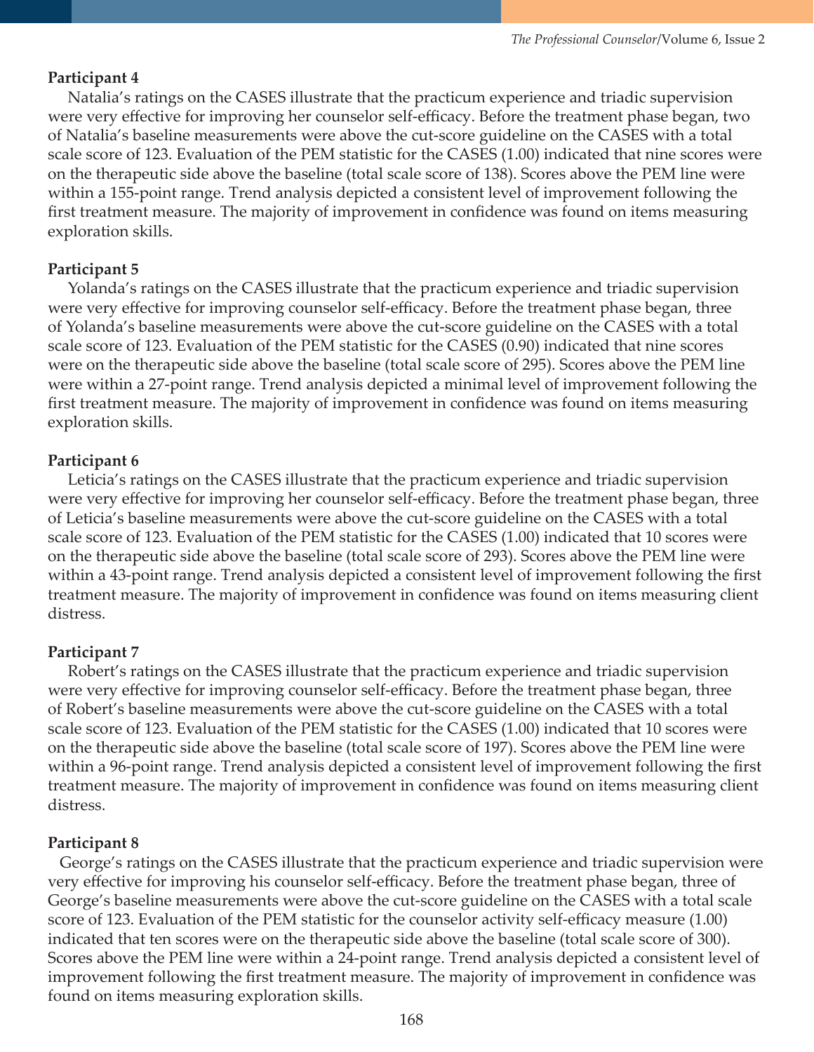**Participant 4**

Natalia's ratings on the CASES illustrate that the practicum experience and triadic supervision were very effective for improving her counselor self-efficacy. Before the treatment phase began, two of Natalia's baseline measurements were above the cut-score guideline on the CASES with a total scale score of 123. Evaluation of the PEM statistic for the CASES (1.00) indicated that nine scores were on the therapeutic side above the baseline (total scale score of 138). Scores above the PEM line were within a 155-point range. Trend analysis depicted a consistent level of improvement following the first treatment measure. The majority of improvement in confidence was found on items measuring exploration skills.

**Participant 5**

Yolanda's ratings on the CASES illustrate that the practicum experience and triadic supervision were very effective for improving counselor self-efficacy. Before the treatment phase began, three of Yolanda's baseline measurements were above the cut-score guideline on the CASES with a total scale score of 123. Evaluation of the PEM statistic for the CASES (0.90) indicated that nine scores were on the therapeutic side above the baseline (total scale score of 295). Scores above the PEM line were within a 27-point range. Trend analysis depicted a minimal level of improvement following the first treatment measure. The majority of improvement in confidence was found on items measuring exploration skills.

**Participant 6**

Leticia's ratings on the CASES illustrate that the practicum experience and triadic supervision were very effective for improving her counselor self-efficacy. Before the treatment phase began, three of Leticia's baseline measurements were above the cut-score guideline on the CASES with a total scale score of 123. Evaluation of the PEM statistic for the CASES (1.00) indicated that 10 scores were on the therapeutic side above the baseline (total scale score of 293). Scores above the PEM line were within a 43-point range. Trend analysis depicted a consistent level of improvement following the first treatment measure. The majority of improvement in confidence was found on items measuring client distress.

**Participant 7**

Robert's ratings on the CASES illustrate that the practicum experience and triadic supervision were very effective for improving counselor self-efficacy. Before the treatment phase began, three of Robert's baseline measurements were above the cut-score guideline on the CASES with a total scale score of 123. Evaluation of the PEM statistic for the CASES (1.00) indicated that 10 scores were on the therapeutic side above the baseline (total scale score of 197). Scores above the PEM line were within a 96-point range. Trend analysis depicted a consistent level of improvement following the first treatment measure. The majority of improvement in confidence was found on items measuring client distress.

**Participant 8**

George's ratings on the CASES illustrate that the practicum experience and triadic supervision were very effective for improving his counselor self-efficacy. Before the treatment phase began, three of George's baseline measurements were above the cut-score guideline on the CASES with a total scale score of 123. Evaluation of the PEM statistic for the counselor activity self-efficacy measure (1.00) indicated that ten scores were on the therapeutic side above the baseline (total scale score of 300). Scores above the PEM line were within a 24-point range. Trend analysis depicted a consistent level of improvement following the first treatment measure. The majority of improvement in confidence was found on items measuring exploration skills.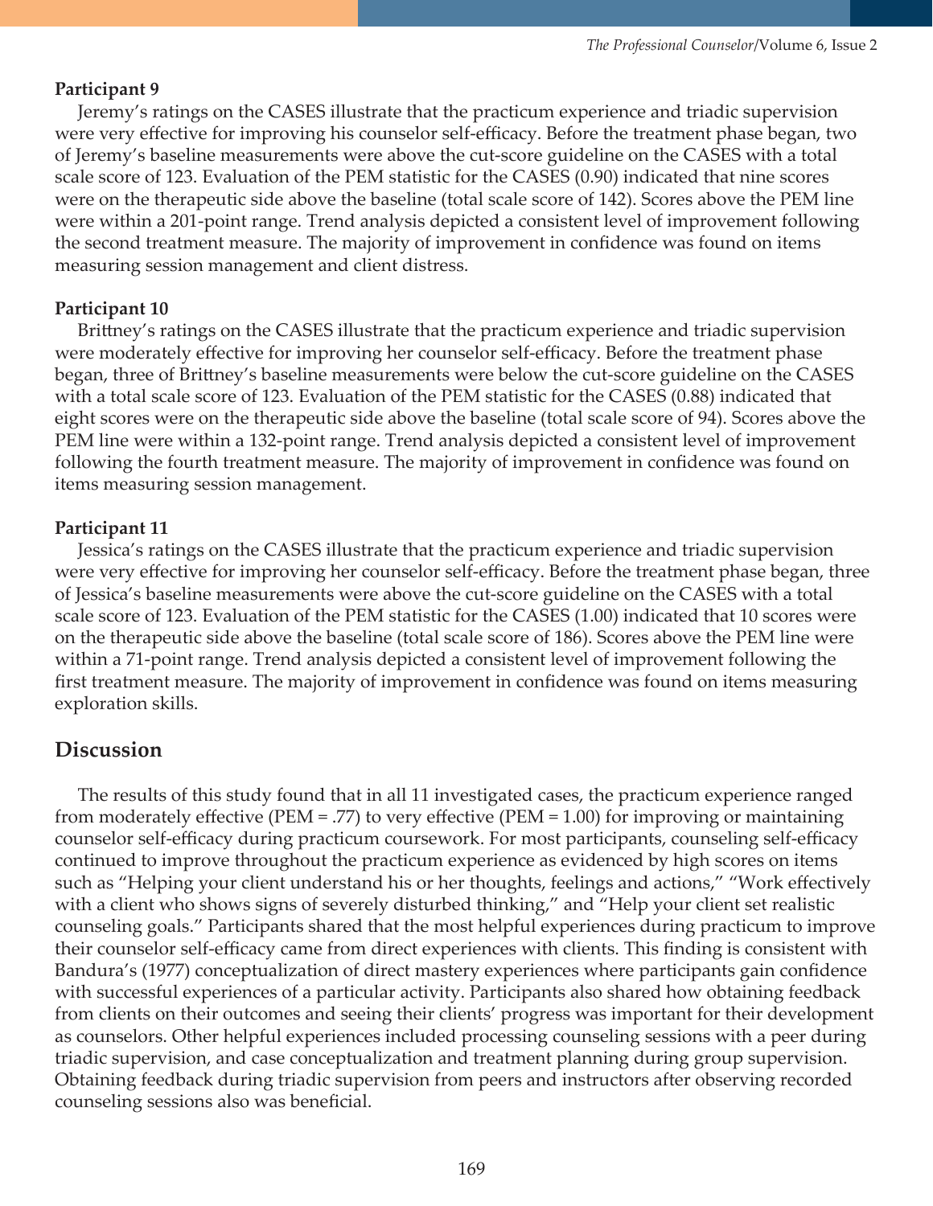### Participant 9

Jeremy's ratings on the CASES illustrate that the practicum experience and triadic supervision were very effective for improving his counselor self-efficacy. Before the treatment phase began, two of Jeremy's baseline measurements were above the cut-score guideline on the CASES with a total scale score of 123. Evaluation of the PEM statistic for the CASES (0.90) indicated that nine scores were on the therapeutic side above the baseline (total scale score of 142). Scores above the PEM line were within a 201-point range. Trend analysis depicted a consistent level of improvement following the second treatment measure. The majority of improvement in confidence was found on items measuring session management and client distress.

### Participant 10

Brittney's ratings on the CASES illustrate that the practicum experience and triadic supervision were moderately effective for improving her counselor self-efficacy. Before the treatment phase began, three of Brittney's baseline measurements were below the cut-score guideline on the CASES with a total scale score of 123. Evaluation of the PEM statistic for the CASES (0.88) indicated that eight scores were on the therapeutic side above the baseline (total scale score of 94). Scores above the PEM line were within a 132-point range. Trend analysis depicted a consistent level of improvement following the fourth treatment measure. The majority of improvement in confidence was found on items measuring session management.

### Participant 11

Jessica's ratings on the CASES illustrate that the practicum experience and triadic supervision were very effective for improving her counselor self-efficacy. Before the treatment phase began, three of Jessica's baseline measurements were above the cut-score guideline on the CASES with a total scale score of 123. Evaluation of the PEM statistic for the CASES (1.00) indicated that 10 scores were on the therapeutic side above the baseline (total scale score of 186). Scores above the PEM line were within a 71-point range. Trend analysis depicted a consistent level of improvement following the first treatment measure. The majority of improvement in confidence was found on items measuring exploration skills.

## Discussion

The results of this study found that in all 11 investigated cases, the practicum experience ranged from moderately effective (PEM = .77) to very effective (PEM = 1.00) for improving or maintaining counselor self-efficacy during practicum coursework. For most participants, counseling self-efficacy continued to improve throughout the practicum experience as evidenced by high scores on items such as "Helping your client understand his or her thoughts, feelings and actions," "Work effectively with a client who shows signs of severely disturbed thinking," and "Help your client set realistic counseling goals." Participants shared that the most helpful experiences during practicum to improve their counselor self-efficacy came from direct experiences with clients. This finding is consistent with Bandura's (1977) conceptualization of direct mastery experiences where participants gain confidence with successful experiences of a particular activity. Participants also shared how obtaining feedback from clients on their outcomes and seeing their clients' progress was important for their development as counselors. Other helpful experiences included processing counseling sessions with a peer during triadic supervision, and case conceptualization and treatment planning during group supervision. Obtaining feedback during triadic supervision from peers and instructors after observing recorded counseling sessions also was beneficial.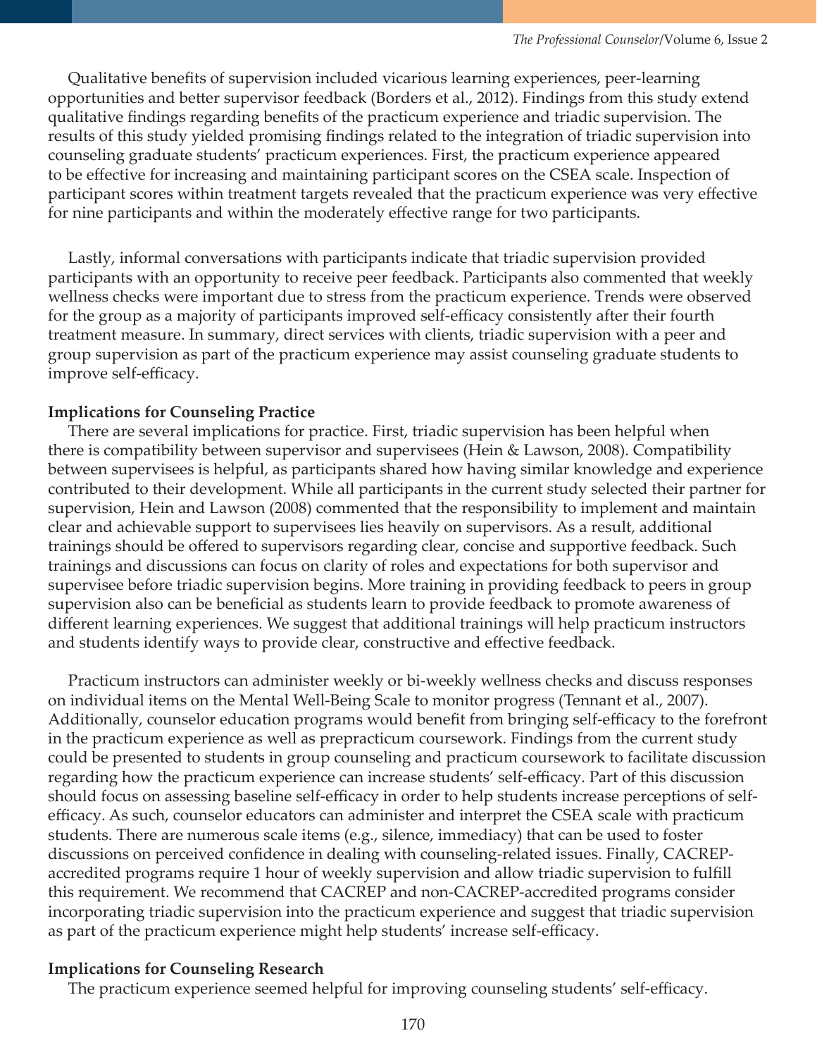Qualitative benefits of supervision included vicarious learning experiences, peer-learning opportunities and better supervisor feedback (Borders et al., 2012). Findings from this study extend qualitative findings regarding benefits of the practicum experience and triadic supervision. The results of this study yielded promising findings related to the integration of triadic supervision into counseling graduate students' practicum experiences. First, the practicum experience appeared to be effective for increasing and maintaining participant scores on the CSEA scale. Inspection of participant scores within treatment targets revealed that the practicum experience was very effective for nine participants and within the moderately effective range for two participants.

Lastly, informal conversations with participants indicate that triadic supervision provided participants with an opportunity to receive peer feedback. Participants also commented that weekly wellness checks were important due to stress from the practicum experience. Trends were observed for the group as a majority of participants improved self-efficacy consistently after their fourth treatment measure. In summary, direct services with clients, triadic supervision with a peer and group supervision as part of the practicum experience may assist counseling graduate students to improve self-efficacy.

**Implications for Counseling Practice**

There are several implications for practice. First, triadic supervision has been helpful when there is compatibility between supervisor and supervisees (Hein & Lawson, 2008). Compatibility between supervisees is helpful, as participants shared how having similar knowledge and experience contributed to their development. While all participants in the current study selected their partner for supervision, Hein and Lawson (2008) commented that the responsibility to implement and maintain clear and achievable support to supervisees lies heavily on supervisors. As a result, additional trainings should be offered to supervisors regarding clear, concise and supportive feedback. Such trainings and discussions can focus on clarity of roles and expectations for both supervisor and supervisee before triadic supervision begins. More training in providing feedback to peers in group supervision also can be beneficial as students learn to provide feedback to promote awareness of different learning experiences. We suggest that additional trainings will help practicum instructors and students identify ways to provide clear, constructive and effective feedback.

Practicum instructors can administer weekly or bi-weekly wellness checks and discuss responses on individual items on the Mental Well-Being Scale to monitor progress (Tennant et al., 2007). Additionally, counselor education programs would benefit from bringing self-efficacy to the forefront in the practicum experience as well as prepracticum coursework. Findings from the current study could be presented to students in group counseling and practicum coursework to facilitate discussion regarding how the practicum experience can increase students' self-efficacy. Part of this discussion should focus on assessing baseline self-efficacy in order to help students increase perceptions of self-efficacy. As such, counselor educators can administer and interpret the CSEA scale with practicum students. There are numerous scale items (e.g., silence, immediacy) that can be used to foster discussions on perceived confidence in dealing with counseling-related issues. Finally, CACREP-accredited programs require 1 hour of weekly supervision and allow triadic supervision to fulfill this requirement. We recommend that CACREP and non-CACREP-accredited programs consider incorporating triadic supervision into the practicum experience and suggest that triadic supervision as part of the practicum experience might help students' increase self-efficacy.

**Implications for Counseling Research**

The practicum experience seemed helpful for improving counseling students' self-efficacy.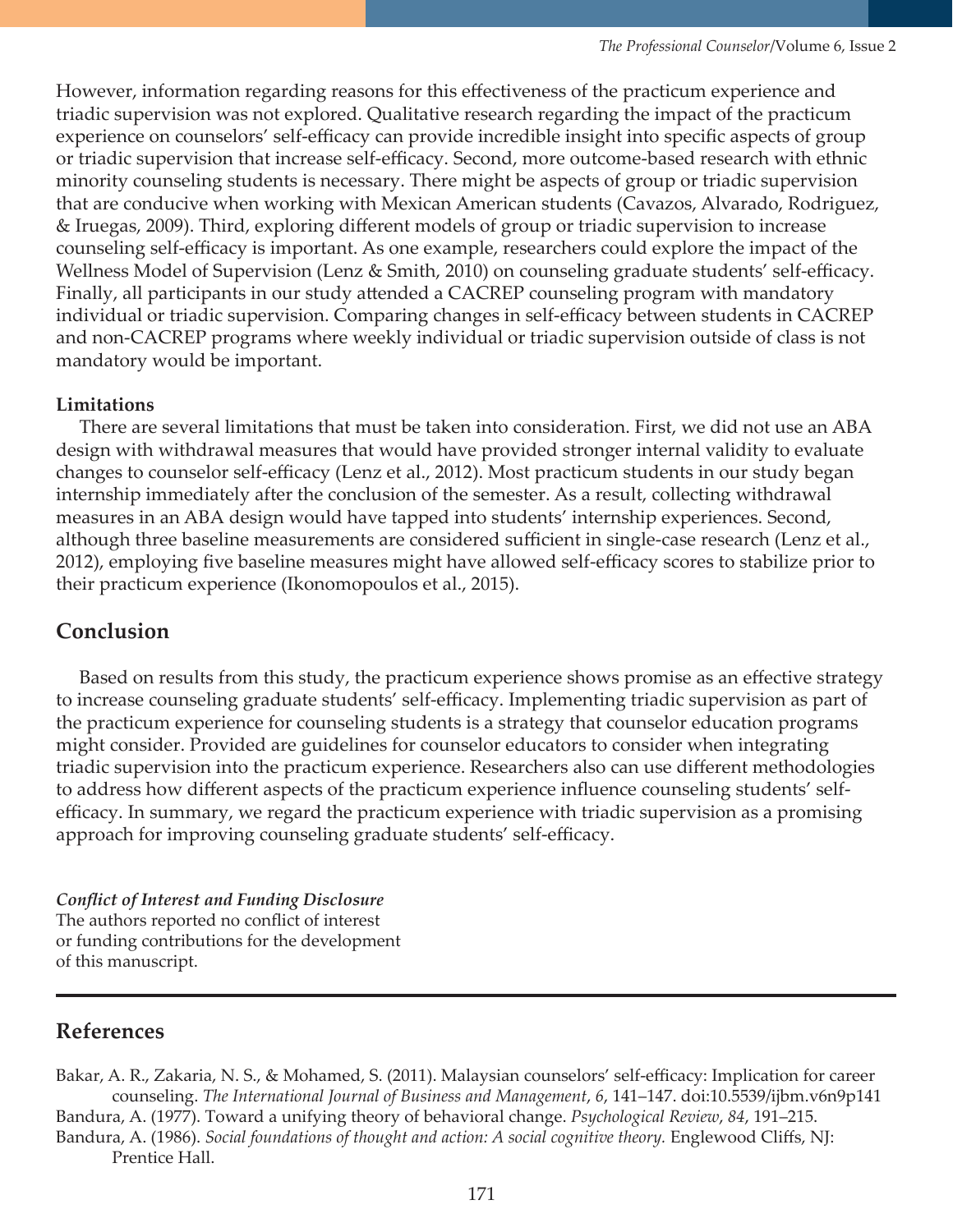However, information regarding reasons for this effectiveness of the practicum experience and triadic supervision was not explored. Qualitative research regarding the impact of the practicum experience on counselors' self-efficacy can provide incredible insight into specific aspects of group or triadic supervision that increase self-efficacy. Second, more outcome-based research with ethnic minority counseling students is necessary. There might be aspects of group or triadic supervision that are conducive when working with Mexican American students (Cavazos, Alvarado, Rodriguez, & Iruegas, 2009). Third, exploring different models of group or triadic supervision to increase counseling self-efficacy is important. As one example, researchers could explore the impact of the Wellness Model of Supervision (Lenz & Smith, 2010) on counseling graduate students' self-efficacy. Finally, all participants in our study attended a CACREP counseling program with mandatory individual or triadic supervision. Comparing changes in self-efficacy between students in CACREP and non-CACREP programs where weekly individual or triadic supervision outside of class is not mandatory would be important.

**Limitations**

There are several limitations that must be taken into consideration. First, we did not use an ABA design with withdrawal measures that would have provided stronger internal validity to evaluate changes to counselor self-efficacy (Lenz et al., 2012). Most practicum students in our study began internship immediately after the conclusion of the semester. As a result, collecting withdrawal measures in an ABA design would have tapped into students' internship experiences. Second, although three baseline measurements are considered sufficient in single-case research (Lenz et al., 2012), employing five baseline measures might have allowed self-efficacy scores to stabilize prior to their practicum experience (Ikonomopoulos et al., 2015).

## Conclusion

Based on results from this study, the practicum experience shows promise as an effective strategy to increase counseling graduate students' self-efficacy. Implementing triadic supervision as part of the practicum experience for counseling students is a strategy that counselor education programs might consider. Provided are guidelines for counselor educators to consider when integrating triadic supervision into the practicum experience. Researchers also can use different methodologies to address how different aspects of the practicum experience influence counseling students' self-efficacy. In summary, we regard the practicum experience with triadic supervision as a promising approach for improving counseling graduate students' self-efficacy.

***Conflict of Interest and Funding Disclosure***
The authors reported no conflict of interest or funding contributions for the development of this manuscript.

## References

Bakar, A. R., Zakaria, N. S., & Mohamed, S. (2011). Malaysian counselors' self-efficacy: Implication for career counseling. *The International Journal of Business and Management*, *6*, 141–147. doi:10.5539/ijbm.v6n9p141

Bandura, A. (1977). Toward a unifying theory of behavioral change. *Psychological Review*, *84*, 191–215.

Bandura, A. (1986). *Social foundations of thought and action: A social cognitive theory.* Englewood Cliffs, NJ: Prentice Hall.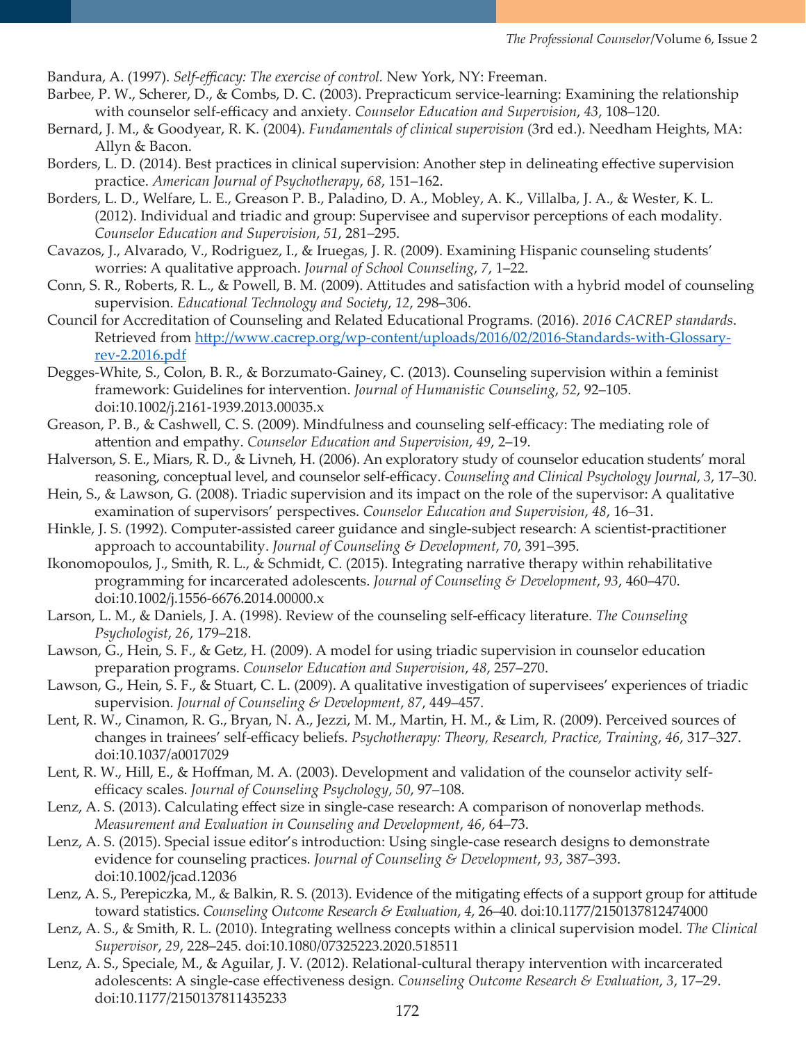Bandura, A. (1997). *Self-efficacy: The exercise of control.* New York, NY: Freeman.

Barbee, P. W., Scherer, D., & Combs, D. C. (2003). Prepracticum service-learning: Examining the relationship with counselor self-efficacy and anxiety. *Counselor Education and Supervision, 43*, 108–120.

Bernard, J. M., & Goodyear, R. K. (2004). *Fundamentals of clinical supervision* (3rd ed.). Needham Heights, MA: Allyn & Bacon.

Borders, L. D. (2014). Best practices in clinical supervision: Another step in delineating effective supervision practice. *American Journal of Psychotherapy, 68*, 151–162.

Borders, L. D., Welfare, L. E., Greason P. B., Paladino, D. A., Mobley, A. K., Villalba, J. A., & Wester, K. L. (2012). Individual and triadic and group: Supervisee and supervisor perceptions of each modality. *Counselor Education and Supervision, 51*, 281–295.

Cavazos, J., Alvarado, V., Rodriguez, I., & Iruegas, J. R. (2009). Examining Hispanic counseling students' worries: A qualitative approach. *Journal of School Counseling, 7*, 1–22.

Conn, S. R., Roberts, R. L., & Powell, B. M. (2009). Attitudes and satisfaction with a hybrid model of counseling supervision. *Educational Technology and Society, 12*, 298–306.

Council for Accreditation of Counseling and Related Educational Programs. (2016). *2016 CACREP standards*. Retrieved from http://www.cacrep.org/wp-content/uploads/2016/02/2016-Standards-with-Glossary-rev-2.2016.pdf

Degges-White, S., Colon, B. R., & Borzumato-Gainey, C. (2013). Counseling supervision within a feminist framework: Guidelines for intervention. *Journal of Humanistic Counseling, 52*, 92–105. doi:10.1002/j.2161-1939.2013.00035.x

Greason, P. B., & Cashwell, C. S. (2009). Mindfulness and counseling self-efficacy: The mediating role of attention and empathy. *Counselor Education and Supervision, 49*, 2–19.

Halverson, S. E., Miars, R. D., & Livneh, H. (2006). An exploratory study of counselor education students' moral reasoning, conceptual level, and counselor self-efficacy. *Counseling and Clinical Psychology Journal, 3*, 17–30.

Hein, S., & Lawson, G. (2008). Triadic supervision and its impact on the role of the supervisor: A qualitative examination of supervisors' perspectives. *Counselor Education and Supervision, 48*, 16–31.

Hinkle, J. S. (1992). Computer-assisted career guidance and single-subject research: A scientist-practitioner approach to accountability. *Journal of Counseling & Development, 70*, 391–395.

Ikonomopoulos, J., Smith, R. L., & Schmidt, C. (2015). Integrating narrative therapy within rehabilitative programming for incarcerated adolescents. *Journal of Counseling & Development, 93*, 460–470. doi:10.1002/j.1556-6676.2014.00000.x

Larson, L. M., & Daniels, J. A. (1998). Review of the counseling self-efficacy literature. *The Counseling Psychologist, 26*, 179–218.

Lawson, G., Hein, S. F., & Getz, H. (2009). A model for using triadic supervision in counselor education preparation programs. *Counselor Education and Supervision, 48*, 257–270.

Lawson, G., Hein, S. F., & Stuart, C. L. (2009). A qualitative investigation of supervisees' experiences of triadic supervision. *Journal of Counseling & Development, 87*, 449–457.

Lent, R. W., Cinamon, R. G., Bryan, N. A., Jezzi, M. M., Martin, H. M., & Lim, R. (2009). Perceived sources of changes in trainees' self-efficacy beliefs. *Psychotherapy: Theory, Research, Practice, Training, 46*, 317–327. doi:10.1037/a0017029

Lent, R. W., Hill, E., & Hoffman, M. A. (2003). Development and validation of the counselor activity self-efficacy scales. *Journal of Counseling Psychology, 50*, 97–108.

Lenz, A. S. (2013). Calculating effect size in single-case research: A comparison of nonoverlap methods. *Measurement and Evaluation in Counseling and Development, 46*, 64–73.

Lenz, A. S. (2015). Special issue editor's introduction: Using single-case research designs to demonstrate evidence for counseling practices. *Journal of Counseling & Development, 93*, 387–393. doi:10.1002/jcad.12036

Lenz, A. S., Perepiczka, M., & Balkin, R. S. (2013). Evidence of the mitigating effects of a support group for attitude toward statistics. *Counseling Outcome Research & Evaluation, 4*, 26–40. doi:10.1177/2150137812474000

Lenz, A. S., & Smith, R. L. (2010). Integrating wellness concepts within a clinical supervision model. *The Clinical Supervisor, 29*, 228–245. doi:10.1080/07325223.2020.518511

Lenz, A. S., Speciale, M., & Aguilar, J. V. (2012). Relational-cultural therapy intervention with incarcerated adolescents: A single-case effectiveness design. *Counseling Outcome Research & Evaluation, 3*, 17–29. doi:10.1177/2150137811435233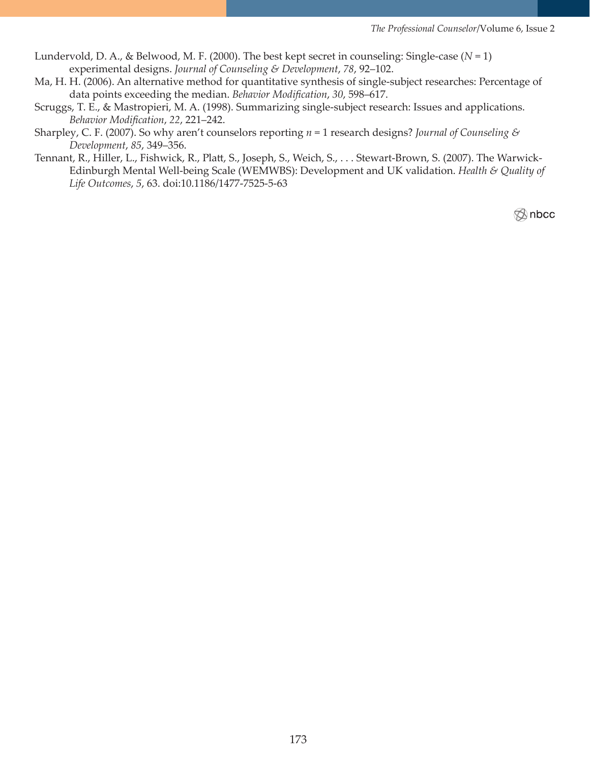Lundervold, D. A., & Belwood, M. F. (2000). The best kept secret in counseling: Single-case ($N$ = 1) experimental designs. *Journal of Counseling & Development*, *78*, 92–102.

Ma, H. H. (2006). An alternative method for quantitative synthesis of single-subject researches: Percentage of data points exceeding the median. *Behavior Modification*, *30*, 598–617.

Scruggs, T. E., & Mastropieri, M. A. (1998). Summarizing single-subject research: Issues and applications. *Behavior Modification*, *22*, 221–242.

Sharpley, C. F. (2007). So why aren't counselors reporting $n$ = 1 research designs? *Journal of Counseling & Development*, *85*, 349–356.

Tennant, R., Hiller, L., Fishwick, R., Platt, S., Joseph, S., Weich, S., . . . Stewart-Brown, S. (2007). The Warwick-Edinburgh Mental Well-being Scale (WEMWBS): Development and UK validation. *Health & Quality of Life Outcomes*, *5*, 63. doi:10.1186/1477-7525-5-63